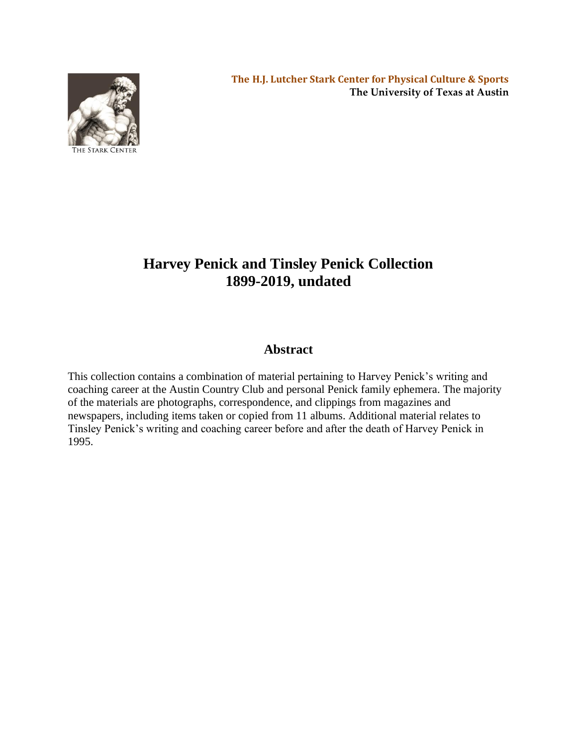The H.J. Lutcher Stark Center for Physical Culture & Sports
**The University of Texas at Austin**

THE STARK CENTER

# Harvey Penick and Tinsley Penick Collection
# 1899-2019, undated

## Abstract

This collection contains a combination of material pertaining to Harvey Penick's writing and coaching career at the Austin Country Club and personal Penick family ephemera. The majority of the materials are photographs, correspondence, and clippings from magazines and newspapers, including items taken or copied from 11 albums. Additional material relates to Tinsley Penick's writing and coaching career before and after the death of Harvey Penick in 1995.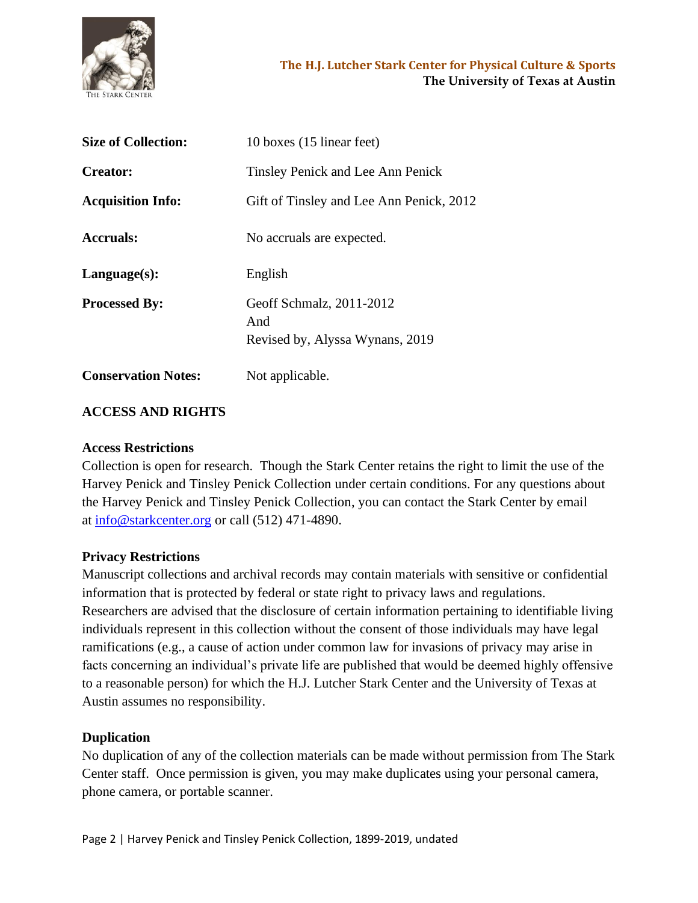| | |
|---|---|
| **Size of Collection:** | 10 boxes (15 linear feet) |
| **Creator:** | Tinsley Penick and Lee Ann Penick |
| **Acquisition Info:** | Gift of Tinsley and Lee Ann Penick, 2012 |
| **Accruals:** | No accruals are expected. |
| **Language(s):** | English |
| **Processed By:** | Geoff Schmalz, 2011-2012 And Revised by, Alyssa Wynans, 2019 |
| **Conservation Notes:** | Not applicable. |

## ACCESS AND RIGHTS

### Access Restrictions

Collection is open for research. Though the Stark Center retains the right to limit the use of the Harvey Penick and Tinsley Penick Collection under certain conditions. For any questions about the Harvey Penick and Tinsley Penick Collection, you can contact the Stark Center by email at info@starkcenter.org or call (512) 471-4890.

### Privacy Restrictions

Manuscript collections and archival records may contain materials with sensitive or confidential information that is protected by federal or state right to privacy laws and regulations. Researchers are advised that the disclosure of certain information pertaining to identifiable living individuals represent in this collection without the consent of those individuals may have legal ramifications (e.g., a cause of action under common law for invasions of privacy may arise in facts concerning an individual's private life are published that would be deemed highly offensive to a reasonable person) for which the H.J. Lutcher Stark Center and the University of Texas at Austin assumes no responsibility.

### Duplication

No duplication of any of the collection materials can be made without permission from The Stark Center staff. Once permission is given, you may make duplicates using your personal camera, phone camera, or portable scanner.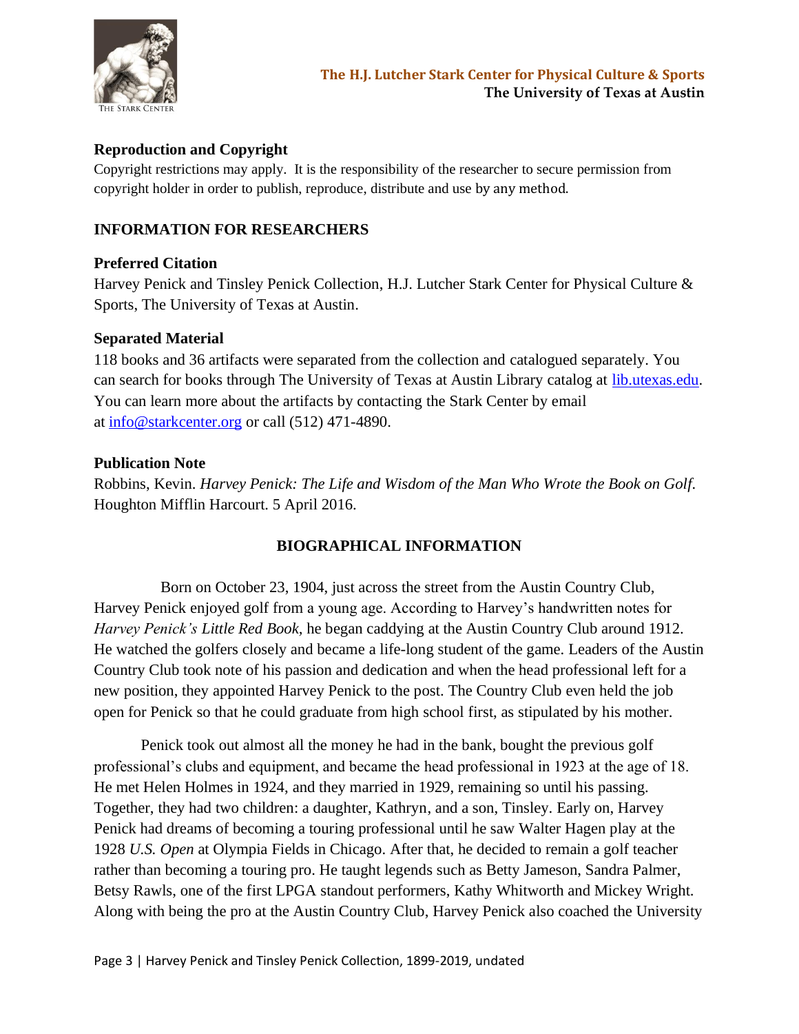## Reproduction and Copyright

Copyright restrictions may apply. It is the responsibility of the researcher to secure permission from copyright holder in order to publish, reproduce, distribute and use by any method.

## INFORMATION FOR RESEARCHERS

### Preferred Citation

Harvey Penick and Tinsley Penick Collection, H.J. Lutcher Stark Center for Physical Culture & Sports, The University of Texas at Austin.

### Separated Material

118 books and 36 artifacts were separated from the collection and catalogued separately. You can search for books through The University of Texas at Austin Library catalog at lib.utexas.edu. You can learn more about the artifacts by contacting the Stark Center by email at info@starkcenter.org or call (512) 471-4890.

### Publication Note

Robbins, Kevin. *Harvey Penick: The Life and Wisdom of the Man Who Wrote the Book on Golf.* Houghton Mifflin Harcourt. 5 April 2016.

## BIOGRAPHICAL INFORMATION

Born on October 23, 1904, just across the street from the Austin Country Club, Harvey Penick enjoyed golf from a young age. According to Harvey's handwritten notes for *Harvey Penick's Little Red Book*, he began caddying at the Austin Country Club around 1912. He watched the golfers closely and became a life-long student of the game. Leaders of the Austin Country Club took note of his passion and dedication and when the head professional left for a new position, they appointed Harvey Penick to the post. The Country Club even held the job open for Penick so that he could graduate from high school first, as stipulated by his mother.

Penick took out almost all the money he had in the bank, bought the previous golf professional's clubs and equipment, and became the head professional in 1923 at the age of 18. He met Helen Holmes in 1924, and they married in 1929, remaining so until his passing. Together, they had two children: a daughter, Kathryn, and a son, Tinsley. Early on, Harvey Penick had dreams of becoming a touring professional until he saw Walter Hagen play at the 1928 *U.S. Open* at Olympia Fields in Chicago. After that, he decided to remain a golf teacher rather than becoming a touring pro. He taught legends such as Betty Jameson, Sandra Palmer, Betsy Rawls, one of the first LPGA standout performers, Kathy Whitworth and Mickey Wright. Along with being the pro at the Austin Country Club, Harvey Penick also coached the University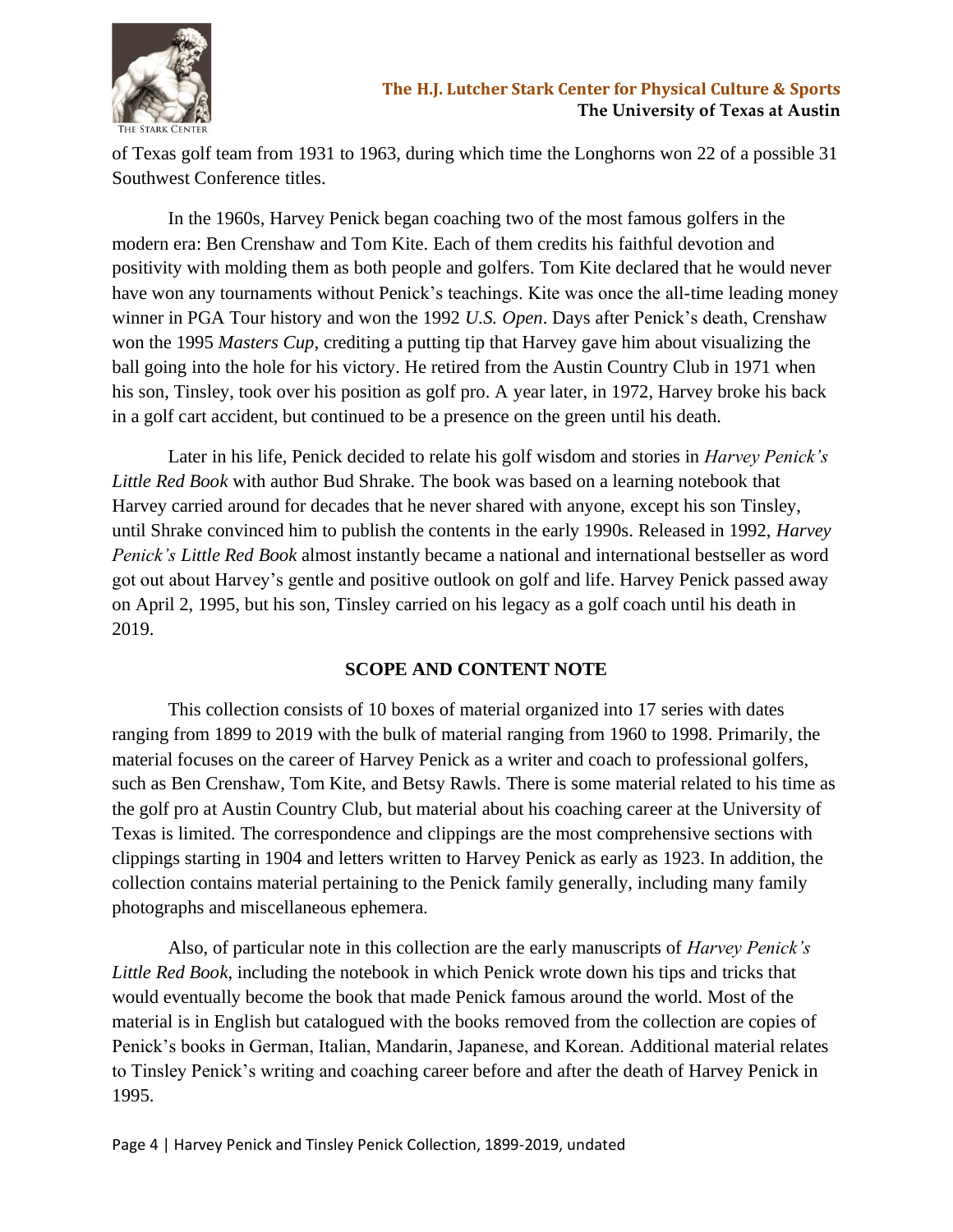of Texas golf team from 1931 to 1963, during which time the Longhorns won 22 of a possible 31 Southwest Conference titles.

In the 1960s, Harvey Penick began coaching two of the most famous golfers in the modern era: Ben Crenshaw and Tom Kite. Each of them credits his faithful devotion and positivity with molding them as both people and golfers. Tom Kite declared that he would never have won any tournaments without Penick's teachings. Kite was once the all-time leading money winner in PGA Tour history and won the 1992 *U.S. Open*. Days after Penick's death, Crenshaw won the 1995 *Masters Cup*, crediting a putting tip that Harvey gave him about visualizing the ball going into the hole for his victory. He retired from the Austin Country Club in 1971 when his son, Tinsley, took over his position as golf pro. A year later, in 1972, Harvey broke his back in a golf cart accident, but continued to be a presence on the green until his death.

Later in his life, Penick decided to relate his golf wisdom and stories in *Harvey Penick's Little Red Book* with author Bud Shrake. The book was based on a learning notebook that Harvey carried around for decades that he never shared with anyone, except his son Tinsley, until Shrake convinced him to publish the contents in the early 1990s. Released in 1992, *Harvey Penick's Little Red Book* almost instantly became a national and international bestseller as word got out about Harvey's gentle and positive outlook on golf and life. Harvey Penick passed away on April 2, 1995, but his son, Tinsley carried on his legacy as a golf coach until his death in 2019.

## SCOPE AND CONTENT NOTE

This collection consists of 10 boxes of material organized into 17 series with dates ranging from 1899 to 2019 with the bulk of material ranging from 1960 to 1998. Primarily, the material focuses on the career of Harvey Penick as a writer and coach to professional golfers, such as Ben Crenshaw, Tom Kite, and Betsy Rawls. There is some material related to his time as the golf pro at Austin Country Club, but material about his coaching career at the University of Texas is limited. The correspondence and clippings are the most comprehensive sections with clippings starting in 1904 and letters written to Harvey Penick as early as 1923. In addition, the collection contains material pertaining to the Penick family generally, including many family photographs and miscellaneous ephemera.

Also, of particular note in this collection are the early manuscripts of *Harvey Penick's Little Red Book*, including the notebook in which Penick wrote down his tips and tricks that would eventually become the book that made Penick famous around the world. Most of the material is in English but catalogued with the books removed from the collection are copies of Penick's books in German, Italian, Mandarin, Japanese, and Korean. Additional material relates to Tinsley Penick's writing and coaching career before and after the death of Harvey Penick in 1995.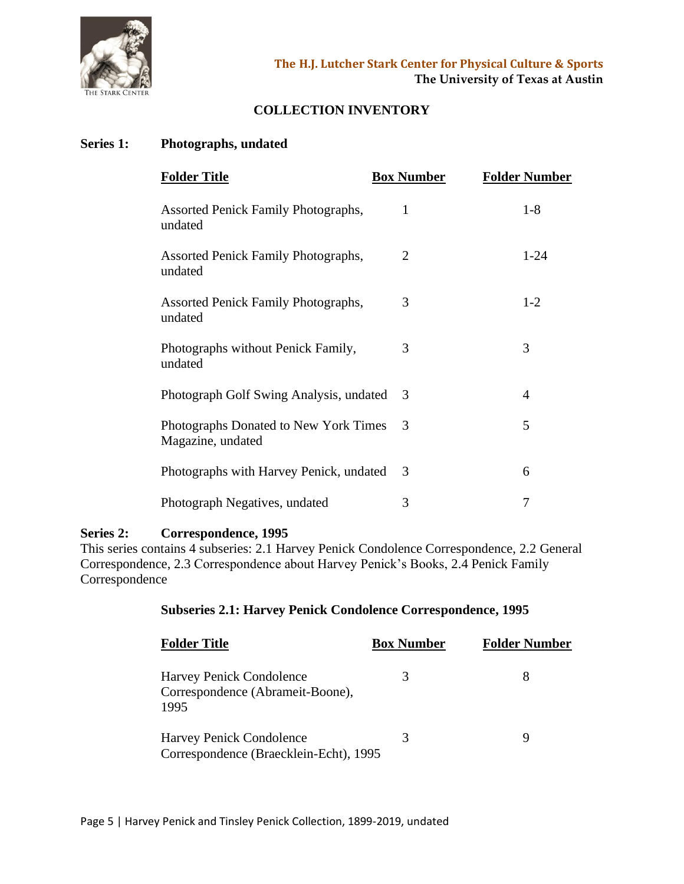The H.J. Lutcher Stark Center for Physical Culture & Sports
The University of Texas at Austin

## COLLECTION INVENTORY

### Series 1: Photographs, undated

| Folder Title | Box Number | Folder Number |
|---|---|---|
| Assorted Penick Family Photographs, undated | 1 | 1-8 |
| Assorted Penick Family Photographs, undated | 2 | 1-24 |
| Assorted Penick Family Photographs, undated | 3 | 1-2 |
| Photographs without Penick Family, undated | 3 | 3 |
| Photograph Golf Swing Analysis, undated | 3 | 4 |
| Photographs Donated to New York Times Magazine, undated | 3 | 5 |
| Photographs with Harvey Penick, undated | 3 | 6 |
| Photograph Negatives, undated | 3 | 7 |

### Series 2: Correspondence, 1995

This series contains 4 subseries: 2.1 Harvey Penick Condolence Correspondence, 2.2 General Correspondence, 2.3 Correspondence about Harvey Penick's Books, 2.4 Penick Family Correspondence

#### Subseries 2.1: Harvey Penick Condolence Correspondence, 1995

| Folder Title | Box Number | Folder Number |
|---|---|---|
| Harvey Penick Condolence Correspondence (Abrameit-Boone), 1995 | 3 | 8 |
| Harvey Penick Condolence Correspondence (Braecklein-Echt), 1995 | 3 | 9 |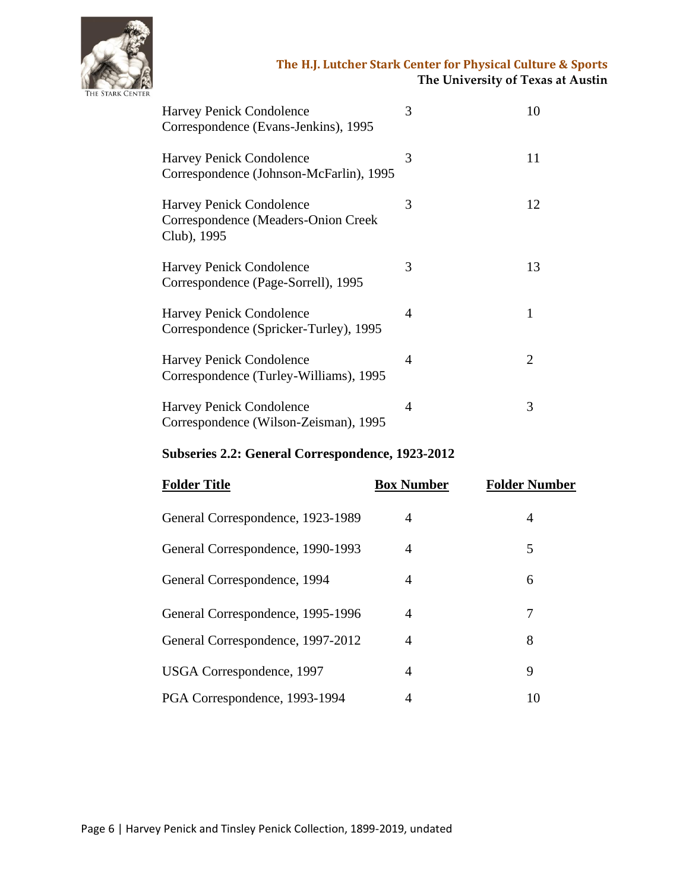| | | |
|---|---|---|
| Harvey Penick Condolence Correspondence (Evans-Jenkins), 1995 | 3 | 10 |
| Harvey Penick Condolence Correspondence (Johnson-McFarlin), 1995 | 3 | 11 |
| Harvey Penick Condolence Correspondence (Meaders-Onion Creek Club), 1995 | 3 | 12 |
| Harvey Penick Condolence Correspondence (Page-Sorrell), 1995 | 3 | 13 |
| Harvey Penick Condolence Correspondence (Spricker-Turley), 1995 | 4 | 1 |
| Harvey Penick Condolence Correspondence (Turley-Williams), 1995 | 4 | 2 |
| Harvey Penick Condolence Correspondence (Wilson-Zeisman), 1995 | 4 | 3 |

**Subseries 2.2: General Correspondence, 1923-2012**

| Folder Title | Box Number | Folder Number |
|---|---|---|
| General Correspondence, 1923-1989 | 4 | 4 |
| General Correspondence, 1990-1993 | 4 | 5 |
| General Correspondence, 1994 | 4 | 6 |
| General Correspondence, 1995-1996 | 4 | 7 |
| General Correspondence, 1997-2012 | 4 | 8 |
| USGA Correspondence, 1997 | 4 | 9 |
| PGA Correspondence, 1993-1994 | 4 | 10 |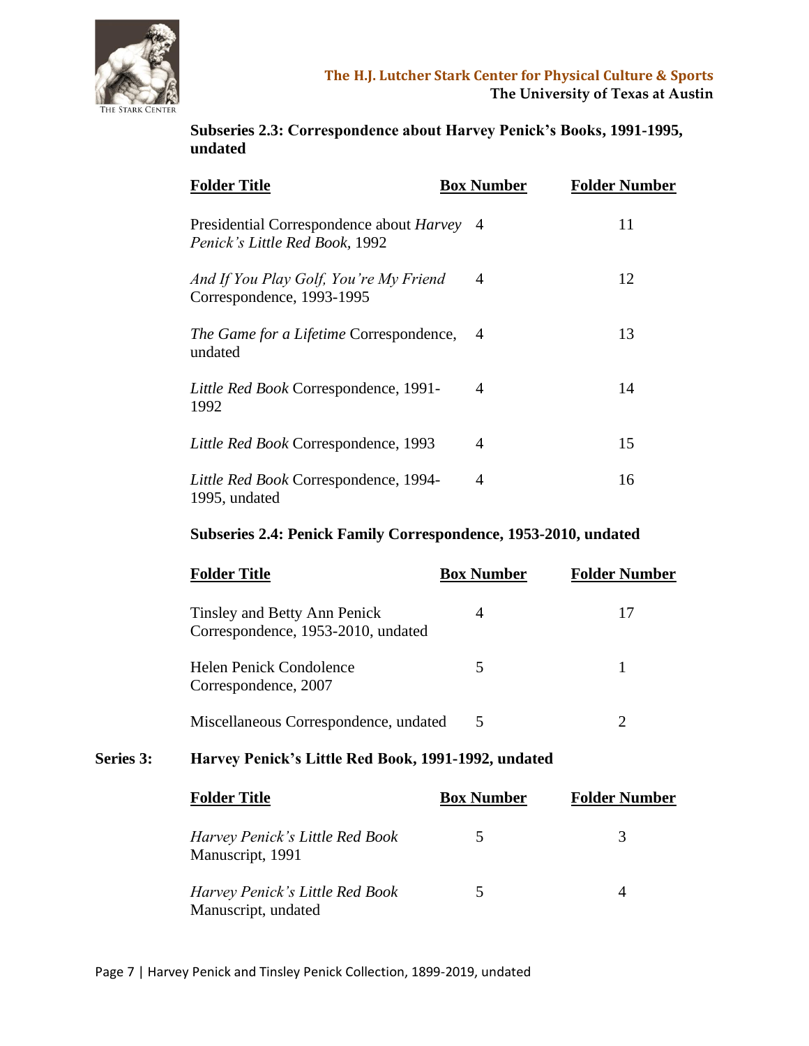### Subseries 2.3: Correspondence about Harvey Penick's Books, 1991-1995, undated

| Folder Title | Box Number | Folder Number |
|---|---|---|
| Presidential Correspondence about *Harvey Penick's Little Red Book,* 1992 | 4 | 11 |
| *And If You Play Golf, You're My Friend* Correspondence, 1993-1995 | 4 | 12 |
| *The Game for a Lifetime* Correspondence, undated | 4 | 13 |
| *Little Red Book* Correspondence, 1991-1992 | 4 | 14 |
| *Little Red Book* Correspondence, 1993 | 4 | 15 |
| *Little Red Book* Correspondence, 1994-1995, undated | 4 | 16 |

### Subseries 2.4: Penick Family Correspondence, 1953-2010, undated

| Folder Title | Box Number | Folder Number |
|---|---|---|
| Tinsley and Betty Ann Penick Correspondence, 1953-2010, undated | 4 | 17 |
| Helen Penick Condolence Correspondence, 2007 | 5 | 1 |
| Miscellaneous Correspondence, undated | 5 | 2 |

## Series 3: Harvey Penick's Little Red Book, 1991-1992, undated

| Folder Title | Box Number | Folder Number |
|---|---|---|
| *Harvey Penick's Little Red Book* Manuscript, 1991 | 5 | 3 |
| *Harvey Penick's Little Red Book* Manuscript, undated | 5 | 4 |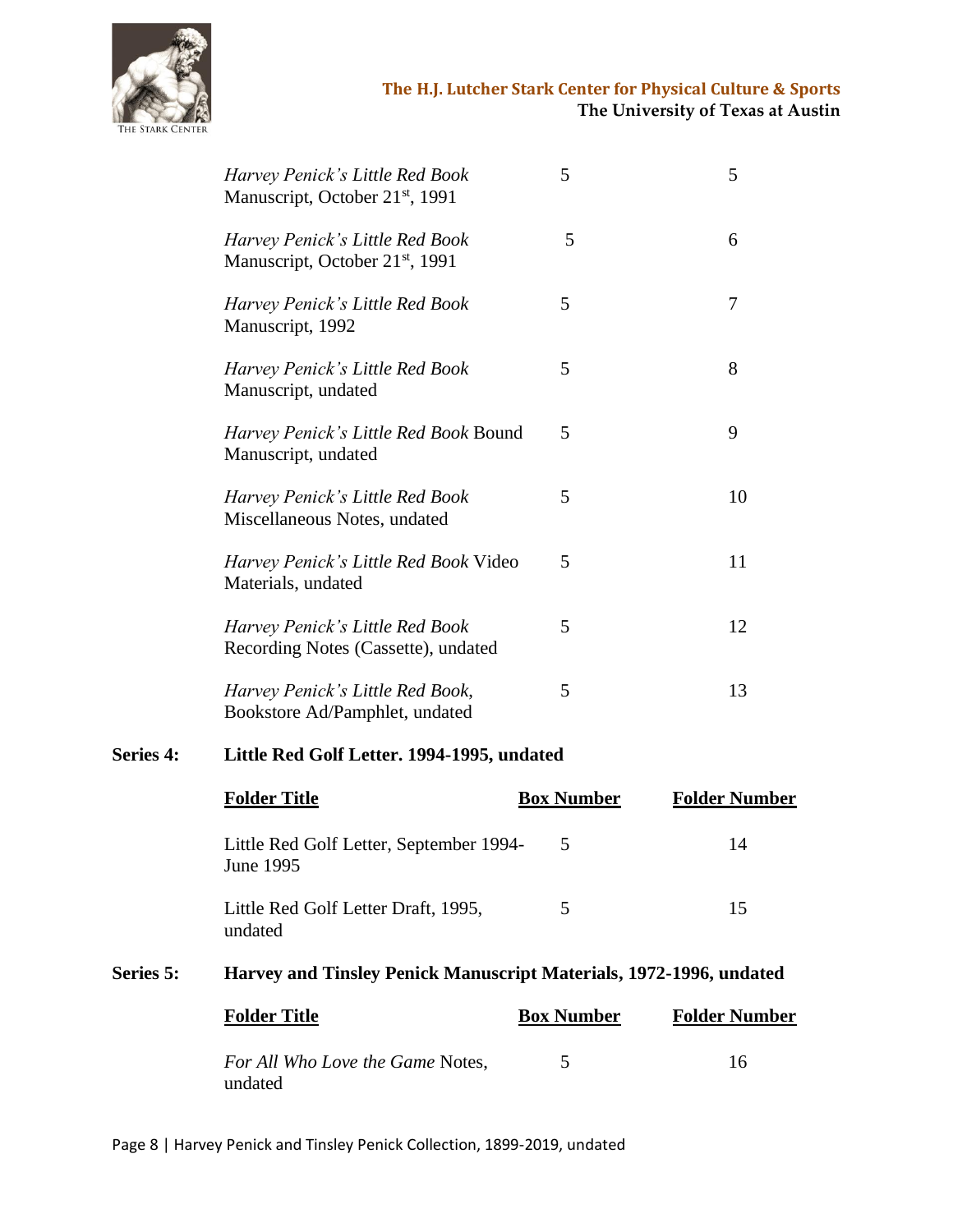| Folder Title | Box Number | Folder Number |
|---|---|---|
| *Harvey Penick's Little Red Book* Manuscript, October 21st, 1991 | 5 | 5 |
| *Harvey Penick's Little Red Book* Manuscript, October 21st, 1991 | 5 | 6 |
| *Harvey Penick's Little Red Book* Manuscript, 1992 | 5 | 7 |
| *Harvey Penick's Little Red Book* Manuscript, undated | 5 | 8 |
| *Harvey Penick's Little Red Book* Bound Manuscript, undated | 5 | 9 |
| *Harvey Penick's Little Red Book* Miscellaneous Notes, undated | 5 | 10 |
| *Harvey Penick's Little Red Book* Video Materials, undated | 5 | 11 |
| *Harvey Penick's Little Red Book* Recording Notes (Cassette), undated | 5 | 12 |
| *Harvey Penick's Little Red Book*, Bookstore Ad/Pamphlet, undated | 5 | 13 |

**Series 4: Little Red Golf Letter. 1994-1995, undated**

| Folder Title | Box Number | Folder Number |
|---|---|---|
| Little Red Golf Letter, September 1994-June 1995 | 5 | 14 |
| Little Red Golf Letter Draft, 1995, undated | 5 | 15 |

**Series 5: Harvey and Tinsley Penick Manuscript Materials, 1972-1996, undated**

| Folder Title | Box Number | Folder Number |
|---|---|---|
| *For All Who Love the Game* Notes, undated | 5 | 16 |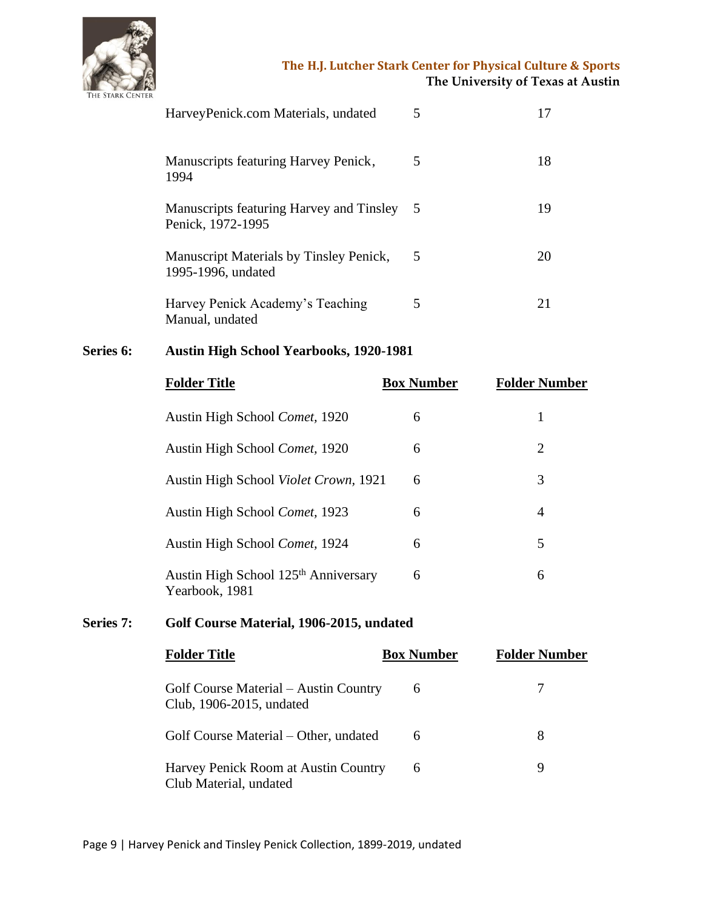| | | |
|---|---|---|
| HarveyPenick.com Materials, undated | 5 | 17 |
| Manuscripts featuring Harvey Penick, 1994 | 5 | 18 |
| Manuscripts featuring Harvey and Tinsley Penick, 1972-1995 | 5 | 19 |
| Manuscript Materials by Tinsley Penick, 1995-1996, undated | 5 | 20 |
| Harvey Penick Academy's Teaching Manual, undated | 5 | 21 |

**Series 6: Austin High School Yearbooks, 1920-1981**

| Folder Title | Box Number | Folder Number |
|---|---|---|
| Austin High School *Comet*, 1920 | 6 | 1 |
| Austin High School *Comet*, 1920 | 6 | 2 |
| Austin High School *Violet Crown*, 1921 | 6 | 3 |
| Austin High School *Comet*, 1923 | 6 | 4 |
| Austin High School *Comet*, 1924 | 6 | 5 |
| Austin High School 125th Anniversary Yearbook, 1981 | 6 | 6 |

**Series 7: Golf Course Material, 1906-2015, undated**

| Folder Title | Box Number | Folder Number |
|---|---|---|
| Golf Course Material – Austin Country Club, 1906-2015, undated | 6 | 7 |
| Golf Course Material – Other, undated | 6 | 8 |
| Harvey Penick Room at Austin Country Club Material, undated | 6 | 9 |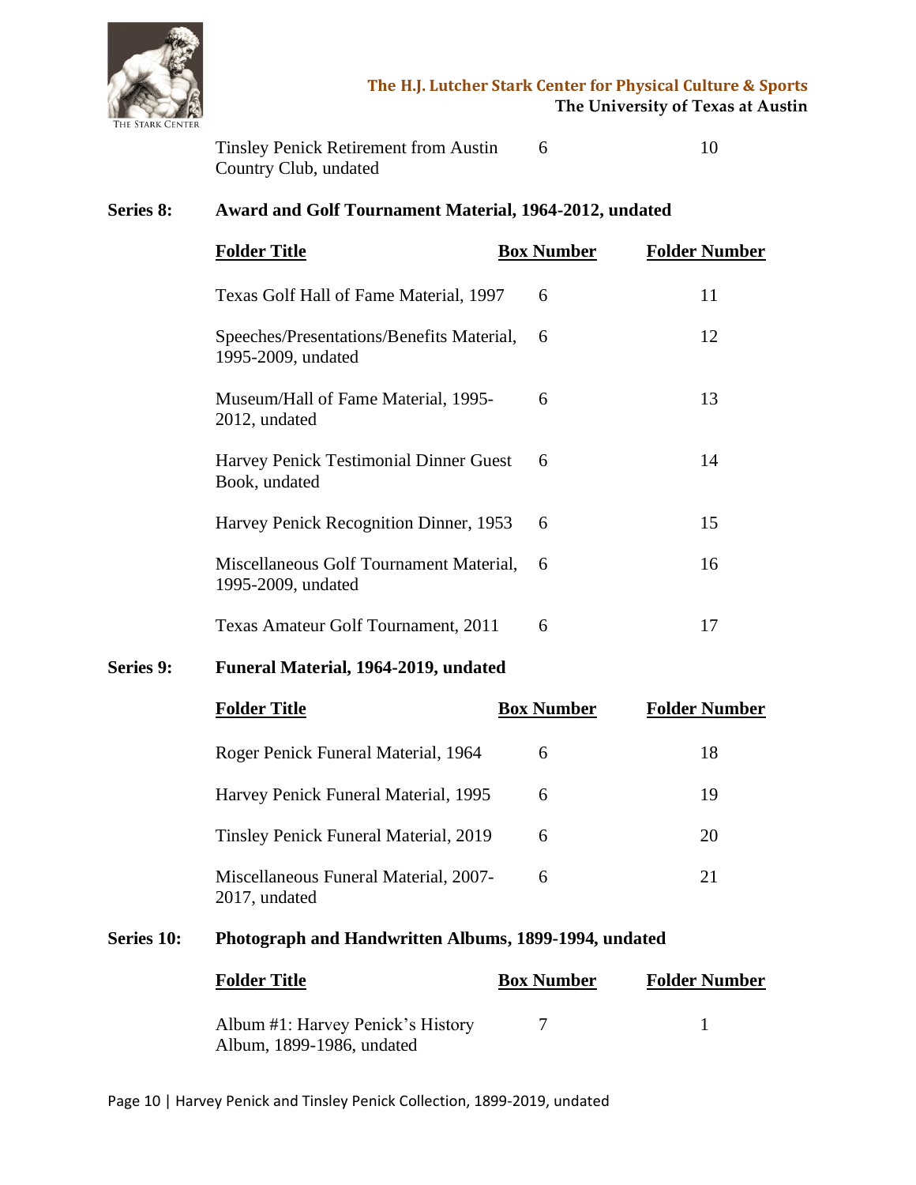| Folder Title | Box Number | Folder Number |
|---|---|---|
| Tinsley Penick Retirement from Austin Country Club, undated | 6 | 10 |

**Series 8:** **Award and Golf Tournament Material, 1964-2012, undated**

| Folder Title | Box Number | Folder Number |
|---|---|---|
| Texas Golf Hall of Fame Material, 1997 | 6 | 11 |
| Speeches/Presentations/Benefits Material, 1995-2009, undated | 6 | 12 |
| Museum/Hall of Fame Material, 1995-2012, undated | 6 | 13 |
| Harvey Penick Testimonial Dinner Guest Book, undated | 6 | 14 |
| Harvey Penick Recognition Dinner, 1953 | 6 | 15 |
| Miscellaneous Golf Tournament Material, 1995-2009, undated | 6 | 16 |
| Texas Amateur Golf Tournament, 2011 | 6 | 17 |

**Series 9:** **Funeral Material, 1964-2019, undated**

| Folder Title | Box Number | Folder Number |
|---|---|---|
| Roger Penick Funeral Material, 1964 | 6 | 18 |
| Harvey Penick Funeral Material, 1995 | 6 | 19 |
| Tinsley Penick Funeral Material, 2019 | 6 | 20 |
| Miscellaneous Funeral Material, 2007-2017, undated | 6 | 21 |

**Series 10:** **Photograph and Handwritten Albums, 1899-1994, undated**

| Folder Title | Box Number | Folder Number |
|---|---|---|
| Album #1: Harvey Penick's History Album, 1899-1986, undated | 7 | 1 |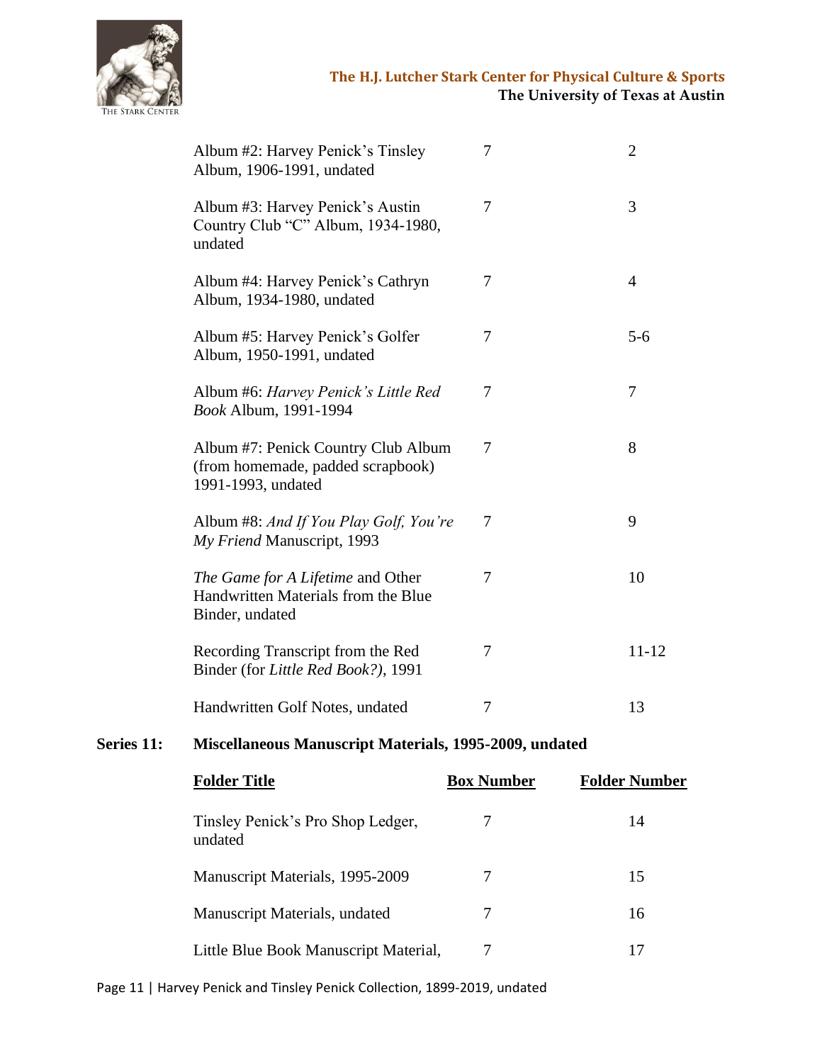| Folder Title | Box Number | Folder Number |
|---|---|---|
| Album #2: Harvey Penick's Tinsley Album, 1906-1991, undated | 7 | 2 |
| Album #3: Harvey Penick's Austin Country Club "C" Album, 1934-1980, undated | 7 | 3 |
| Album #4: Harvey Penick's Cathryn Album, 1934-1980, undated | 7 | 4 |
| Album #5: Harvey Penick's Golfer Album, 1950-1991, undated | 7 | 5-6 |
| Album #6: *Harvey Penick's Little Red Book* Album, 1991-1994 | 7 | 7 |
| Album #7: Penick Country Club Album (from homemade, padded scrapbook) 1991-1993, undated | 7 | 8 |
| Album #8: *And If You Play Golf, You're My Friend* Manuscript, 1993 | 7 | 9 |
| *The Game for A Lifetime* and Other Handwritten Materials from the Blue Binder, undated | 7 | 10 |
| Recording Transcript from the Red Binder (for *Little Red Book?)*, 1991 | 7 | 11-12 |
| Handwritten Golf Notes, undated | 7 | 13 |

**Series 11: Miscellaneous Manuscript Materials, 1995-2009, undated**

| Folder Title | Box Number | Folder Number |
|---|---|---|
| Tinsley Penick's Pro Shop Ledger, undated | 7 | 14 |
| Manuscript Materials, 1995-2009 | 7 | 15 |
| Manuscript Materials, undated | 7 | 16 |
| Little Blue Book Manuscript Material, | 7 | 17 |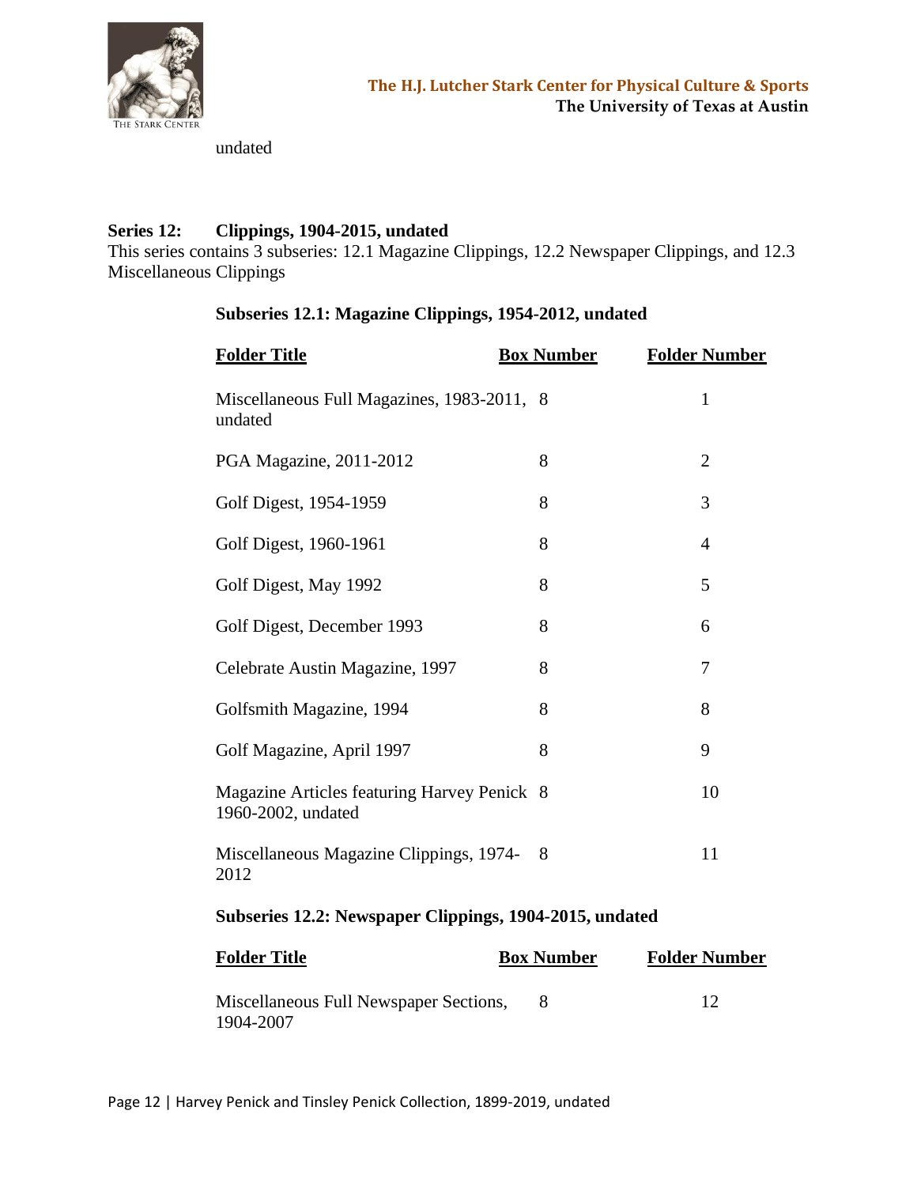undated

## Series 12: Clippings, 1904-2015, undated

This series contains 3 subseries: 12.1 Magazine Clippings, 12.2 Newspaper Clippings, and 12.3 Miscellaneous Clippings

### Subseries 12.1: Magazine Clippings, 1954-2012, undated

| Folder Title | Box Number | Folder Number |
|---|---|---|
| Miscellaneous Full Magazines, 1983-2011, undated | 8 | 1 |
| PGA Magazine, 2011-2012 | 8 | 2 |
| Golf Digest, 1954-1959 | 8 | 3 |
| Golf Digest, 1960-1961 | 8 | 4 |
| Golf Digest, May 1992 | 8 | 5 |
| Golf Digest, December 1993 | 8 | 6 |
| Celebrate Austin Magazine, 1997 | 8 | 7 |
| Golfsmith Magazine, 1994 | 8 | 8 |
| Golf Magazine, April 1997 | 8 | 9 |
| Magazine Articles featuring Harvey Penick 1960-2002, undated | 8 | 10 |
| Miscellaneous Magazine Clippings, 1974-2012 | 8 | 11 |

### Subseries 12.2: Newspaper Clippings, 1904-2015, undated

| Folder Title | Box Number | Folder Number |
|---|---|---|
| Miscellaneous Full Newspaper Sections, 1904-2007 | 8 | 12 |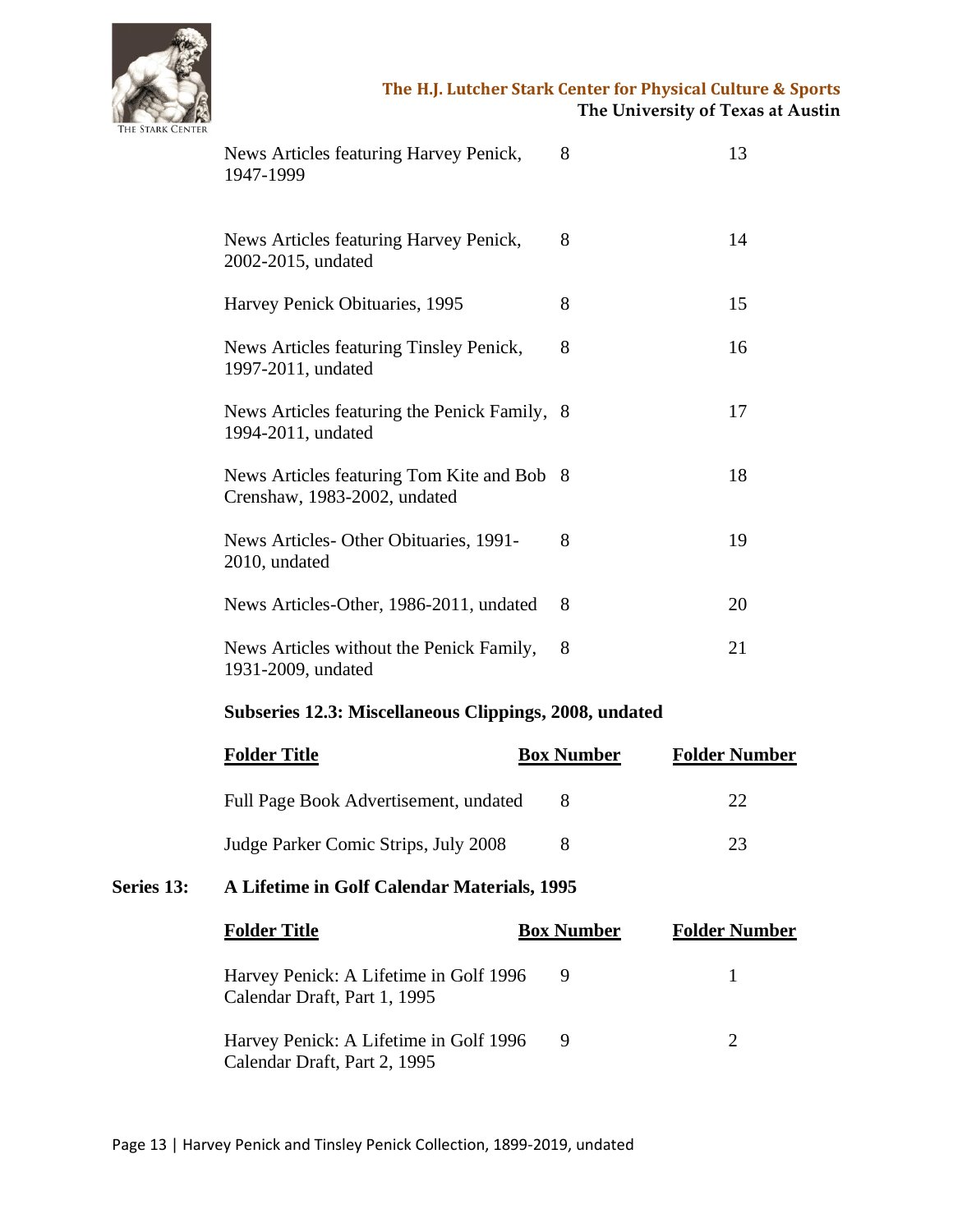| Folder Title | Box Number | Folder Number |
|---|---|---|
| News Articles featuring Harvey Penick, 1947-1999 | 8 | 13 |
| News Articles featuring Harvey Penick, 2002-2015, undated | 8 | 14 |
| Harvey Penick Obituaries, 1995 | 8 | 15 |
| News Articles featuring Tinsley Penick, 1997-2011, undated | 8 | 16 |
| News Articles featuring the Penick Family, 1994-2011, undated | 8 | 17 |
| News Articles featuring Tom Kite and Bob Crenshaw, 1983-2002, undated | 8 | 18 |
| News Articles- Other Obituaries, 1991-2010, undated | 8 | 19 |
| News Articles-Other, 1986-2011, undated | 8 | 20 |
| News Articles without the Penick Family, 1931-2009, undated | 8 | 21 |

**Subseries 12.3: Miscellaneous Clippings, 2008, undated**

| Folder Title | Box Number | Folder Number |
|---|---|---|
| Full Page Book Advertisement, undated | 8 | 22 |
| Judge Parker Comic Strips, July 2008 | 8 | 23 |

**Series 13: A Lifetime in Golf Calendar Materials, 1995**

| Folder Title | Box Number | Folder Number |
|---|---|---|
| Harvey Penick: A Lifetime in Golf 1996 Calendar Draft, Part 1, 1995 | 9 | 1 |
| Harvey Penick: A Lifetime in Golf 1996 Calendar Draft, Part 2, 1995 | 9 | 2 |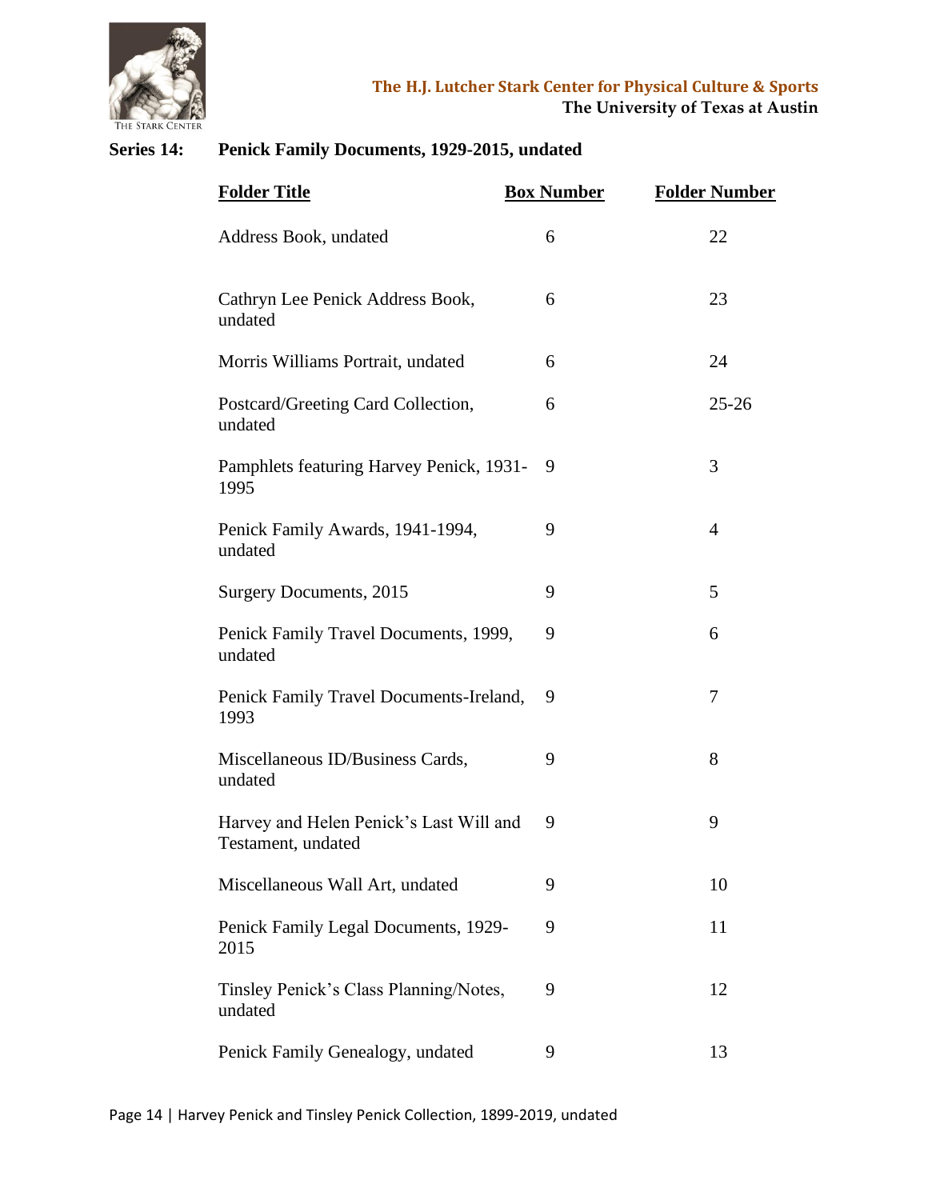**Series 14: Penick Family Documents, 1929-2015, undated**

| Folder Title | Box Number | Folder Number |
|---|---|---|
| Address Book, undated | 6 | 22 |
| Cathryn Lee Penick Address Book, undated | 6 | 23 |
| Morris Williams Portrait, undated | 6 | 24 |
| Postcard/Greeting Card Collection, undated | 6 | 25-26 |
| Pamphlets featuring Harvey Penick, 1931-1995 | 9 | 3 |
| Penick Family Awards, 1941-1994, undated | 9 | 4 |
| Surgery Documents, 2015 | 9 | 5 |
| Penick Family Travel Documents, 1999, undated | 9 | 6 |
| Penick Family Travel Documents-Ireland, 1993 | 9 | 7 |
| Miscellaneous ID/Business Cards, undated | 9 | 8 |
| Harvey and Helen Penick's Last Will and Testament, undated | 9 | 9 |
| Miscellaneous Wall Art, undated | 9 | 10 |
| Penick Family Legal Documents, 1929-2015 | 9 | 11 |
| Tinsley Penick's Class Planning/Notes, undated | 9 | 12 |
| Penick Family Genealogy, undated | 9 | 13 |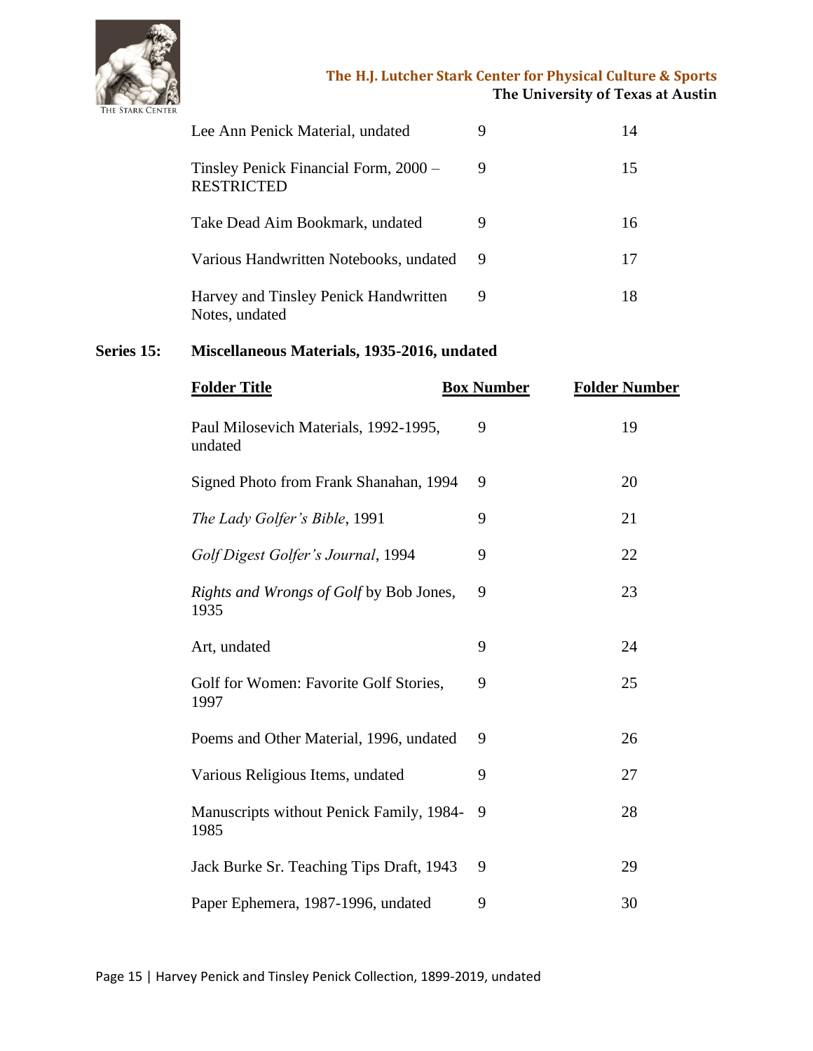| Folder Title | Box Number | Folder Number |
|---|---|---|
| Lee Ann Penick Material, undated | 9 | 14 |
| Tinsley Penick Financial Form, 2000 – RESTRICTED | 9 | 15 |
| Take Dead Aim Bookmark, undated | 9 | 16 |
| Various Handwritten Notebooks, undated | 9 | 17 |
| Harvey and Tinsley Penick Handwritten Notes, undated | 9 | 18 |

**Series 15: Miscellaneous Materials, 1935-2016, undated**

| Folder Title | Box Number | Folder Number |
|---|---|---|
| Paul Milosevich Materials, 1992-1995, undated | 9 | 19 |
| Signed Photo from Frank Shanahan, 1994 | 9 | 20 |
| *The Lady Golfer's Bible*, 1991 | 9 | 21 |
| *Golf Digest Golfer's Journal*, 1994 | 9 | 22 |
| *Rights and Wrongs of Golf* by Bob Jones, 1935 | 9 | 23 |
| Art, undated | 9 | 24 |
| Golf for Women: Favorite Golf Stories, 1997 | 9 | 25 |
| Poems and Other Material, 1996, undated | 9 | 26 |
| Various Religious Items, undated | 9 | 27 |
| Manuscripts without Penick Family, 1984-1985 | 9 | 28 |
| Jack Burke Sr. Teaching Tips Draft, 1943 | 9 | 29 |
| Paper Ephemera, 1987-1996, undated | 9 | 30 |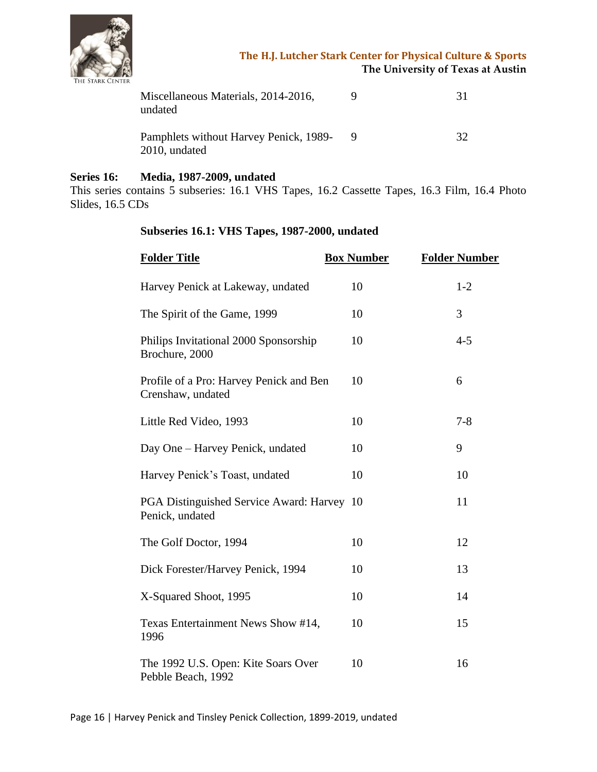| Folder Title | Box Number | Folder Number |
|---|---|---|
| Miscellaneous Materials, 2014-2016, undated | 9 | 31 |
| Pamphlets without Harvey Penick, 1989-2010, undated | 9 | 32 |

**Series 16: Media, 1987-2009, undated**

This series contains 5 subseries: 16.1 VHS Tapes, 16.2 Cassette Tapes, 16.3 Film, 16.4 Photo Slides, 16.5 CDs

**Subseries 16.1: VHS Tapes, 1987-2000, undated**

| Folder Title | Box Number | Folder Number |
|---|---|---|
| Harvey Penick at Lakeway, undated | 10 | 1-2 |
| The Spirit of the Game, 1999 | 10 | 3 |
| Philips Invitational 2000 Sponsorship Brochure, 2000 | 10 | 4-5 |
| Profile of a Pro: Harvey Penick and Ben Crenshaw, undated | 10 | 6 |
| Little Red Video, 1993 | 10 | 7-8 |
| Day One – Harvey Penick, undated | 10 | 9 |
| Harvey Penick's Toast, undated | 10 | 10 |
| PGA Distinguished Service Award: Harvey Penick, undated | 10 | 11 |
| The Golf Doctor, 1994 | 10 | 12 |
| Dick Forester/Harvey Penick, 1994 | 10 | 13 |
| X-Squared Shoot, 1995 | 10 | 14 |
| Texas Entertainment News Show #14, 1996 | 10 | 15 |
| The 1992 U.S. Open: Kite Soars Over Pebble Beach, 1992 | 10 | 16 |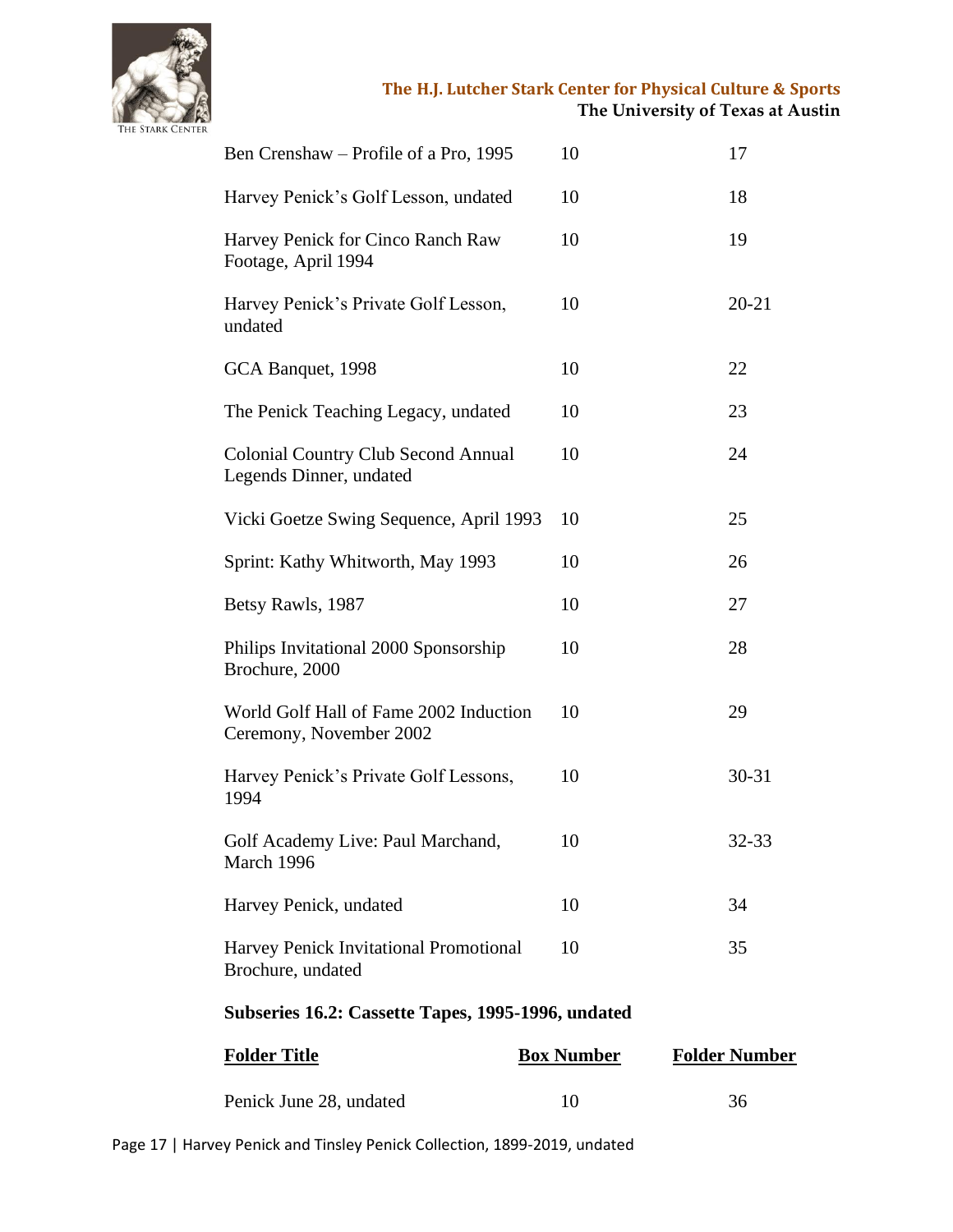| Folder Title | Box Number | Folder Number |
| --- | --- | --- |
| Ben Crenshaw – Profile of a Pro, 1995 | 10 | 17 |
| Harvey Penick's Golf Lesson, undated | 10 | 18 |
| Harvey Penick for Cinco Ranch Raw Footage, April 1994 | 10 | 19 |
| Harvey Penick's Private Golf Lesson, undated | 10 | 20-21 |
| GCA Banquet, 1998 | 10 | 22 |
| The Penick Teaching Legacy, undated | 10 | 23 |
| Colonial Country Club Second Annual Legends Dinner, undated | 10 | 24 |
| Vicki Goetze Swing Sequence, April 1993 | 10 | 25 |
| Sprint: Kathy Whitworth, May 1993 | 10 | 26 |
| Betsy Rawls, 1987 | 10 | 27 |
| Philips Invitational 2000 Sponsorship Brochure, 2000 | 10 | 28 |
| World Golf Hall of Fame 2002 Induction Ceremony, November 2002 | 10 | 29 |
| Harvey Penick's Private Golf Lessons, 1994 | 10 | 30-31 |
| Golf Academy Live: Paul Marchand, March 1996 | 10 | 32-33 |
| Harvey Penick, undated | 10 | 34 |
| Harvey Penick Invitational Promotional Brochure, undated | 10 | 35 |

**Subseries 16.2: Cassette Tapes, 1995-1996, undated**

| Folder Title | Box Number | Folder Number |
| --- | --- | --- |
| Penick June 28, undated | 10 | 36 |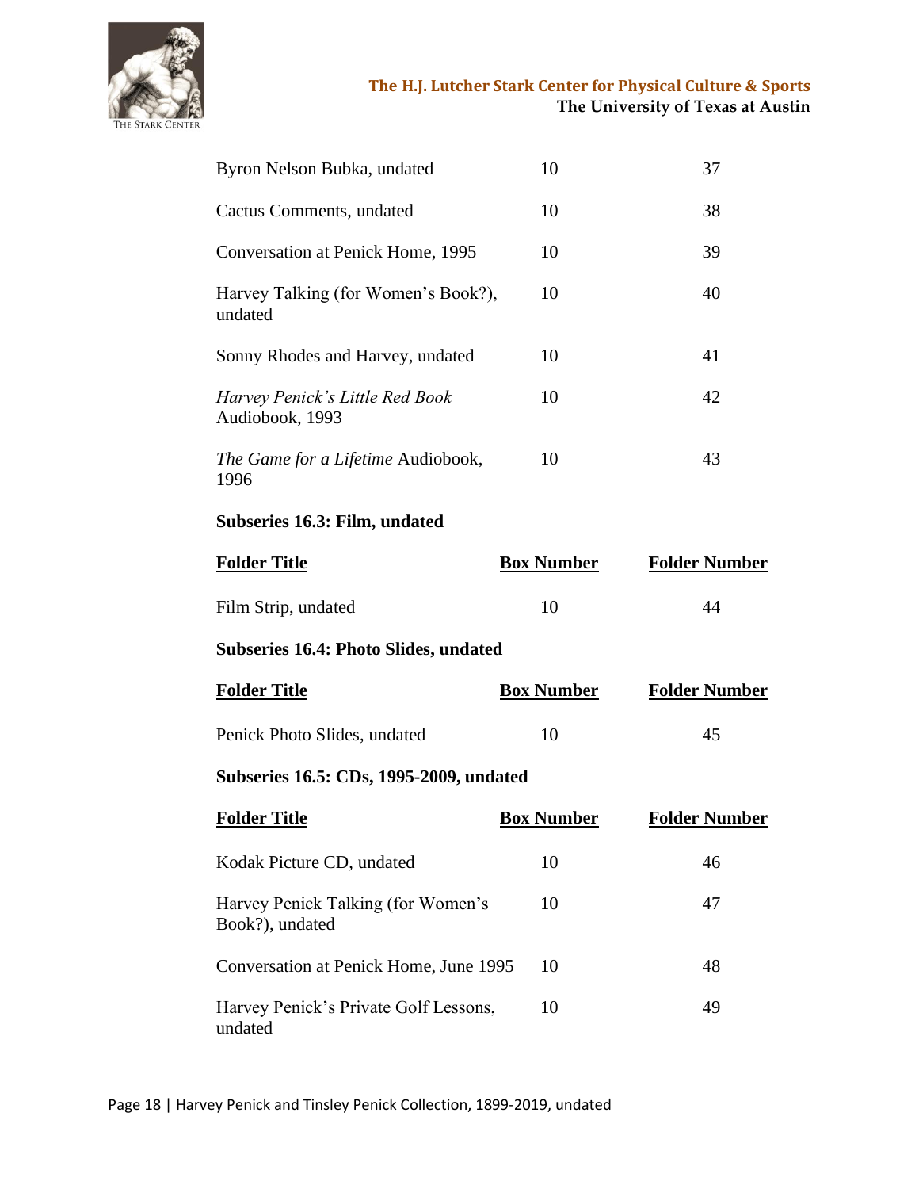| | | |
|---|---|---|
| Byron Nelson Bubka, undated | 10 | 37 |
| Cactus Comments, undated | 10 | 38 |
| Conversation at Penick Home, 1995 | 10 | 39 |
| Harvey Talking (for Women's Book?), undated | 10 | 40 |
| Sonny Rhodes and Harvey, undated | 10 | 41 |
| *Harvey Penick's Little Red Book* Audiobook, 1993 | 10 | 42 |
| *The Game for a Lifetime* Audiobook, 1996 | 10 | 43 |

**Subseries 16.3: Film, undated**

| Folder Title | Box Number | Folder Number |
|---|---|---|
| Film Strip, undated | 10 | 44 |

**Subseries 16.4: Photo Slides, undated**

| Folder Title | Box Number | Folder Number |
|---|---|---|
| Penick Photo Slides, undated | 10 | 45 |

**Subseries 16.5: CDs, 1995-2009, undated**

| Folder Title | Box Number | Folder Number |
|---|---|---|
| Kodak Picture CD, undated | 10 | 46 |
| Harvey Penick Talking (for Women's Book?), undated | 10 | 47 |
| Conversation at Penick Home, June 1995 | 10 | 48 |
| Harvey Penick's Private Golf Lessons, undated | 10 | 49 |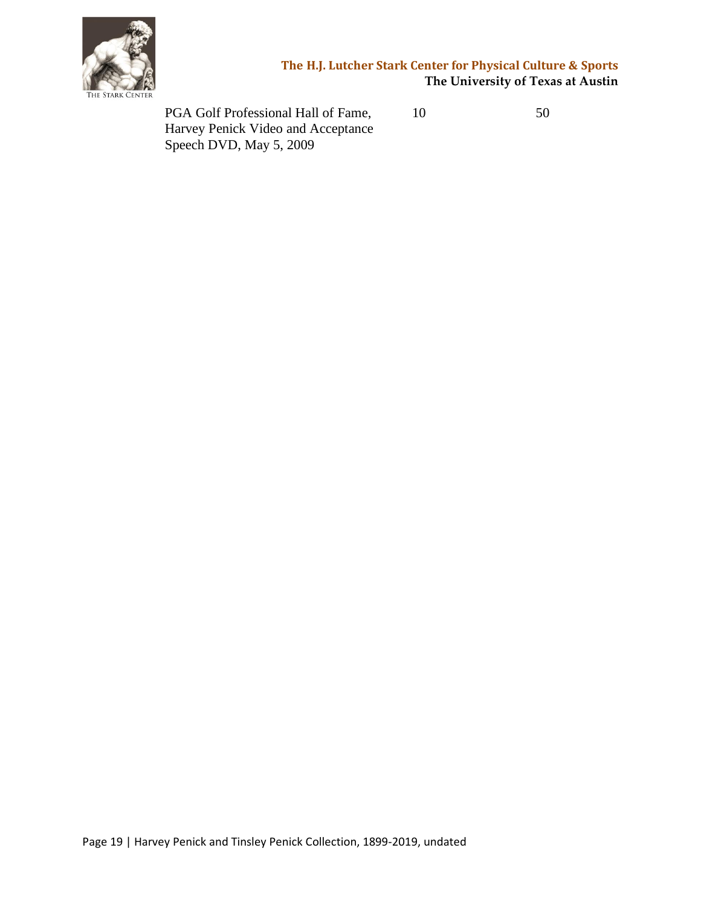| | | |
|---|---|---|
| PGA Golf Professional Hall of Fame, Harvey Penick Video and Acceptance Speech DVD, May 5, 2009 | 10 | 50 |